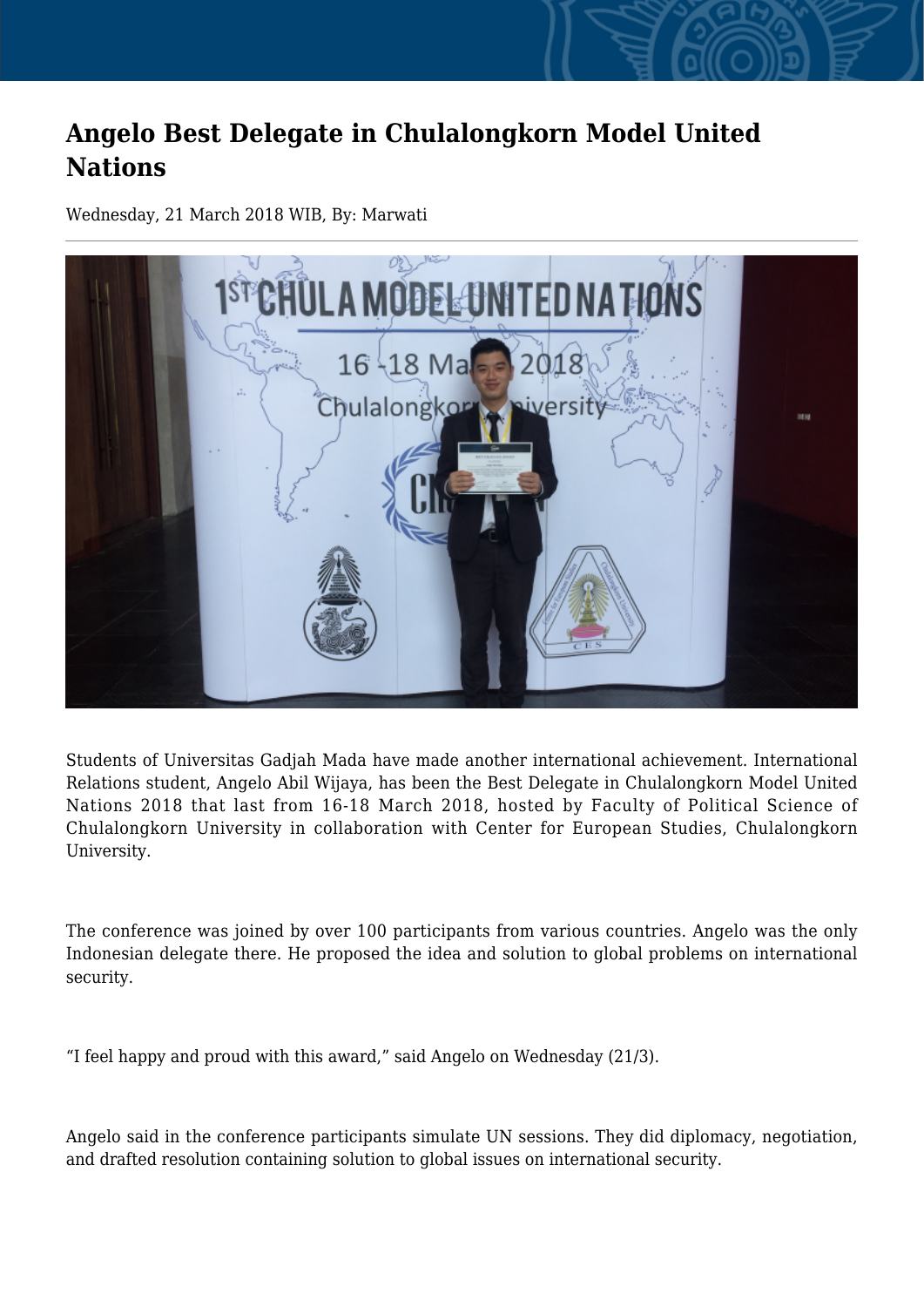# Angelo Best Delegate in Chulalongkorn Model United Nations

Wednesday, 21 March 2018 WIB, By: Marwati

Students of Universitas Gadjah Mada have made another international achievement. International Relations student, Angelo Abil Wijaya, has been the Best Delegate in Chulalongkorn Model United Nations 2018 that last from 16-18 March 2018, hosted by Faculty of Political Science of Chulalongkorn University in collaboration with Center for European Studies, Chulalongkorn University.

The conference was joined by over 100 participants from various countries. Angelo was the only Indonesian delegate there. He proposed the idea and solution to global problems on international security.

"I feel happy and proud with this award," said Angelo on Wednesday (21/3).

Angelo said in the conference participants simulate UN sessions. They did diplomacy, negotiation, and drafted resolution containing solution to global issues on international security.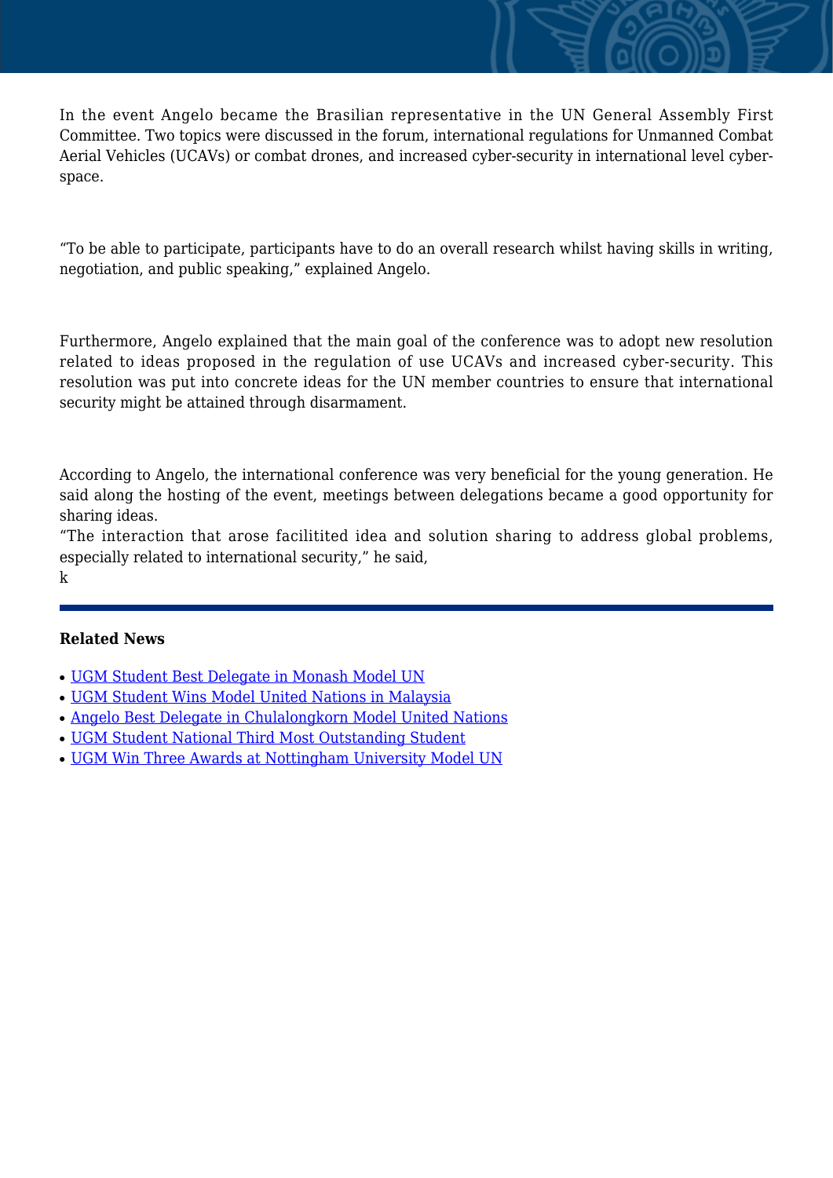In the event Angelo became the Brasilian representative in the UN General Assembly First Committee. Two topics were discussed in the forum, international regulations for Unmanned Combat Aerial Vehicles (UCAVs) or combat drones, and increased cyber-security in international level cyber-space.

“To be able to participate, participants have to do an overall research whilst having skills in writing, negotiation, and public speaking,” explained Angelo.

Furthermore, Angelo explained that the main goal of the conference was to adopt new resolution related to ideas proposed in the regulation of use UCAVs and increased cyber-security. This resolution was put into concrete ideas for the UN member countries to ensure that international security might be attained through disarmament.

According to Angelo, the international conference was very beneficial for the young generation. He said along the hosting of the event, meetings between delegations became a good opportunity for sharing ideas.
“The interaction that arose facilitited idea and solution sharing to address global problems, especially related to international security,” he said,
k

---

**Related News**

- UGM Student Best Delegate in Monash Model UN
- UGM Student Wins Model United Nations in Malaysia
- Angelo Best Delegate in Chulalongkorn Model United Nations
- UGM Student National Third Most Outstanding Student
- UGM Win Three Awards at Nottingham University Model UN